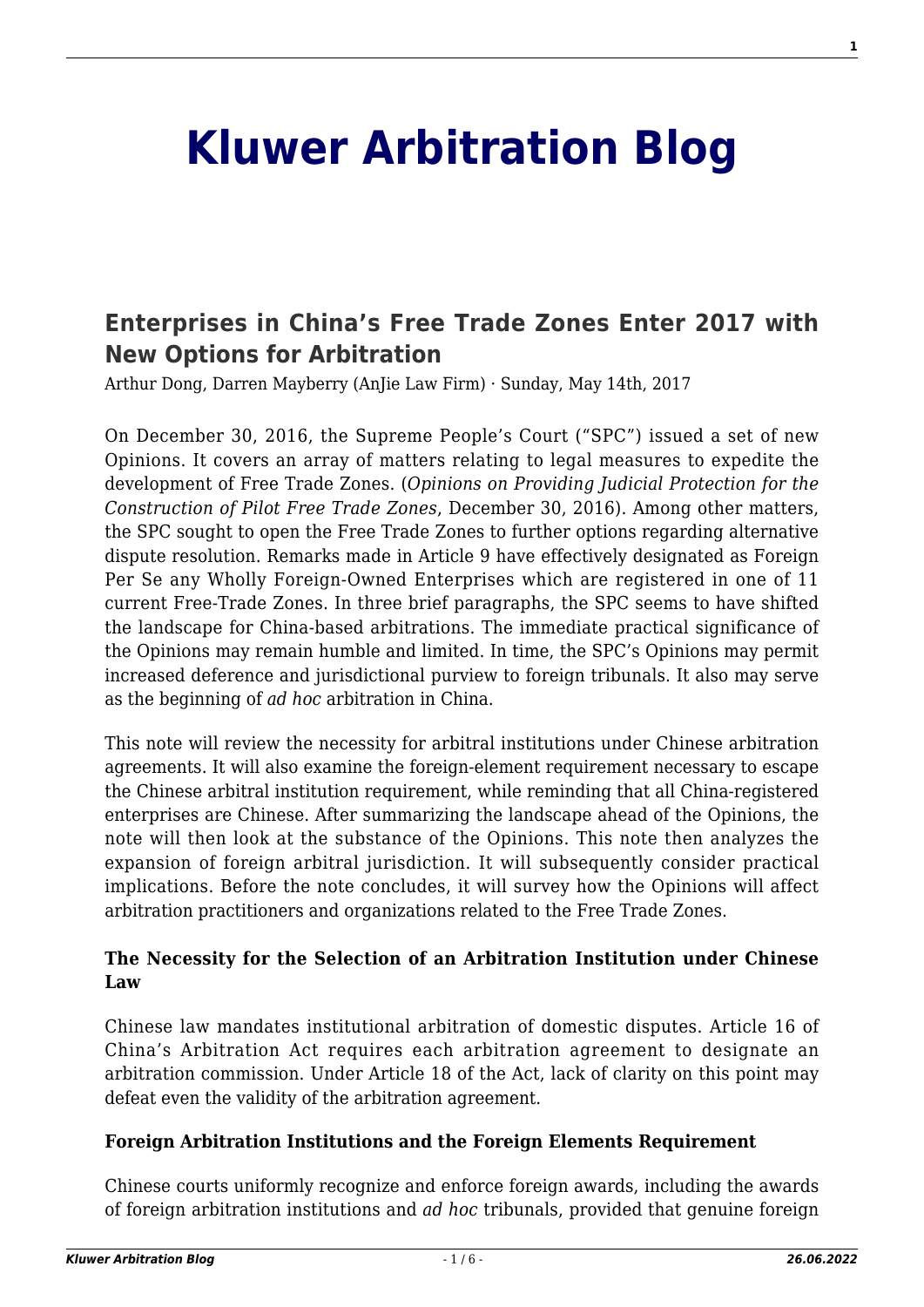# Kluwer Arbitration Blog

## Enterprises in China's Free Trade Zones Enter 2017 with New Options for Arbitration

Arthur Dong, Darren Mayberry (AnJie Law Firm) · Sunday, May 14th, 2017

On December 30, 2016, the Supreme People's Court ("SPC") issued a set of new Opinions. It covers an array of matters relating to legal measures to expedite the development of Free Trade Zones. (*Opinions on Providing Judicial Protection for the Construction of Pilot Free Trade Zones*, December 30, 2016). Among other matters, the SPC sought to open the Free Trade Zones to further options regarding alternative dispute resolution. Remarks made in Article 9 have effectively designated as Foreign Per Se any Wholly Foreign-Owned Enterprises which are registered in one of 11 current Free-Trade Zones. In three brief paragraphs, the SPC seems to have shifted the landscape for China-based arbitrations. The immediate practical significance of the Opinions may remain humble and limited. In time, the SPC's Opinions may permit increased deference and jurisdictional purview to foreign tribunals. It also may serve as the beginning of *ad hoc* arbitration in China.

This note will review the necessity for arbitral institutions under Chinese arbitration agreements. It will also examine the foreign-element requirement necessary to escape the Chinese arbitral institution requirement, while reminding that all China-registered enterprises are Chinese. After summarizing the landscape ahead of the Opinions, the note will then look at the substance of the Opinions. This note then analyzes the expansion of foreign arbitral jurisdiction. It will subsequently consider practical implications. Before the note concludes, it will survey how the Opinions will affect arbitration practitioners and organizations related to the Free Trade Zones.

### The Necessity for the Selection of an Arbitration Institution under Chinese Law

Chinese law mandates institutional arbitration of domestic disputes. Article 16 of China's Arbitration Act requires each arbitration agreement to designate an arbitration commission. Under Article 18 of the Act, lack of clarity on this point may defeat even the validity of the arbitration agreement.

### Foreign Arbitration Institutions and the Foreign Elements Requirement

Chinese courts uniformly recognize and enforce foreign awards, including the awards of foreign arbitration institutions and *ad hoc* tribunals, provided that genuine foreign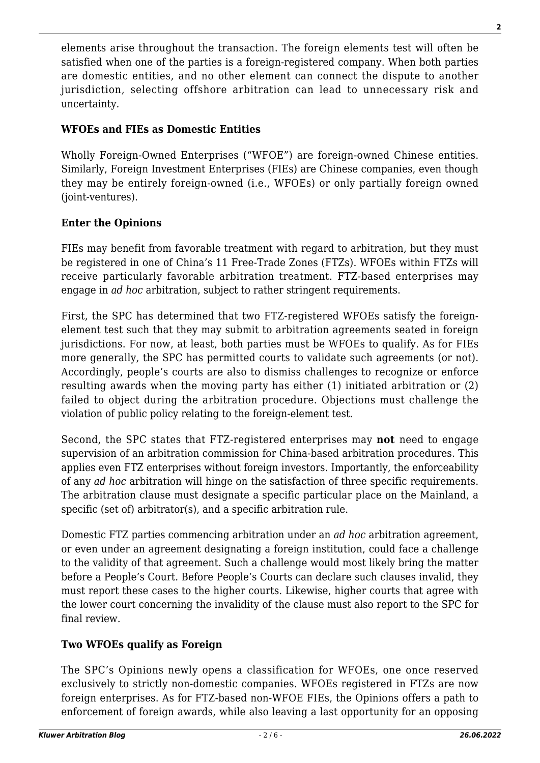elements arise throughout the transaction. The foreign elements test will often be satisfied when one of the parties is a foreign-registered company. When both parties are domestic entities, and no other element can connect the dispute to another jurisdiction, selecting offshore arbitration can lead to unnecessary risk and uncertainty.

## WFOEs and FIEs as Domestic Entities

Wholly Foreign-Owned Enterprises ("WFOE") are foreign-owned Chinese entities. Similarly, Foreign Investment Enterprises (FIEs) are Chinese companies, even though they may be entirely foreign-owned (i.e., WFOEs) or only partially foreign owned (joint-ventures).

## Enter the Opinions

FIEs may benefit from favorable treatment with regard to arbitration, but they must be registered in one of China's 11 Free-Trade Zones (FTZs). WFOEs within FTZs will receive particularly favorable arbitration treatment. FTZ-based enterprises may engage in *ad hoc* arbitration, subject to rather stringent requirements.

First, the SPC has determined that two FTZ-registered WFOEs satisfy the foreign-element test such that they may submit to arbitration agreements seated in foreign jurisdictions. For now, at least, both parties must be WFOEs to qualify. As for FIEs more generally, the SPC has permitted courts to validate such agreements (or not). Accordingly, people's courts are also to dismiss challenges to recognize or enforce resulting awards when the moving party has either (1) initiated arbitration or (2) failed to object during the arbitration procedure. Objections must challenge the violation of public policy relating to the foreign-element test.

Second, the SPC states that FTZ-registered enterprises may **not** need to engage supervision of an arbitration commission for China-based arbitration procedures. This applies even FTZ enterprises without foreign investors. Importantly, the enforceability of any *ad hoc* arbitration will hinge on the satisfaction of three specific requirements. The arbitration clause must designate a specific particular place on the Mainland, a specific (set of) arbitrator(s), and a specific arbitration rule.

Domestic FTZ parties commencing arbitration under an *ad hoc* arbitration agreement, or even under an agreement designating a foreign institution, could face a challenge to the validity of that agreement. Such a challenge would most likely bring the matter before a People's Court. Before People's Courts can declare such clauses invalid, they must report these cases to the higher courts. Likewise, higher courts that agree with the lower court concerning the invalidity of the clause must also report to the SPC for final review.

## Two WFOEs qualify as Foreign

The SPC's Opinions newly opens a classification for WFOEs, one once reserved exclusively to strictly non-domestic companies. WFOEs registered in FTZs are now foreign enterprises. As for FTZ-based non-WFOE FIEs, the Opinions offers a path to enforcement of foreign awards, while also leaving a last opportunity for an opposing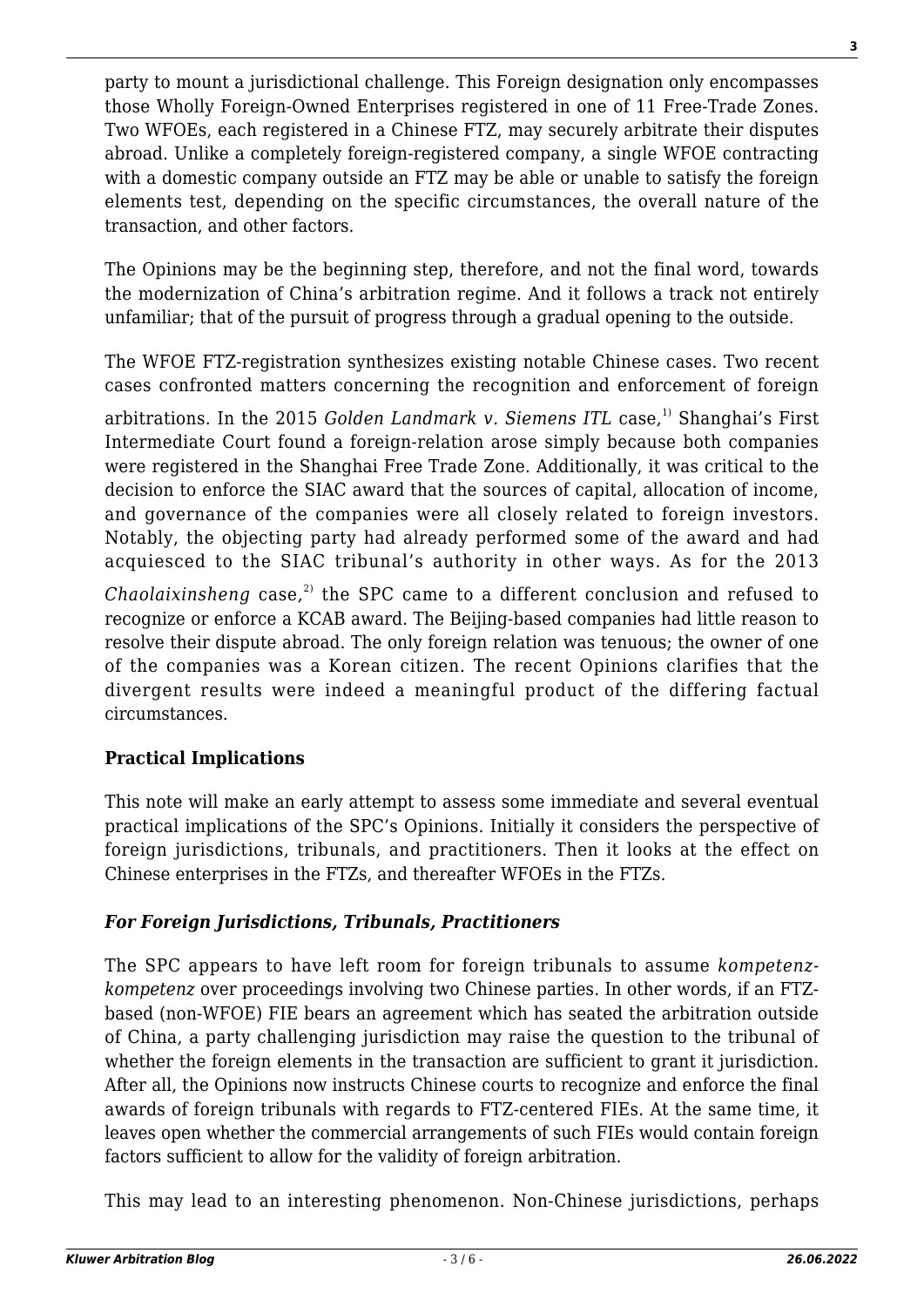party to mount a jurisdictional challenge. This Foreign designation only encompasses those Wholly Foreign-Owned Enterprises registered in one of 11 Free-Trade Zones. Two WFOEs, each registered in a Chinese FTZ, may securely arbitrate their disputes abroad. Unlike a completely foreign-registered company, a single WFOE contracting with a domestic company outside an FTZ may be able or unable to satisfy the foreign elements test, depending on the specific circumstances, the overall nature of the transaction, and other factors.

The Opinions may be the beginning step, therefore, and not the final word, towards the modernization of China's arbitration regime. And it follows a track not entirely unfamiliar; that of the pursuit of progress through a gradual opening to the outside.

The WFOE FTZ-registration synthesizes existing notable Chinese cases. Two recent cases confronted matters concerning the recognition and enforcement of foreign arbitrations. In the 2015 *Golden Landmark v. Siemens ITL* case,[1] Shanghai's First Intermediate Court found a foreign-relation arose simply because both companies were registered in the Shanghai Free Trade Zone. Additionally, it was critical to the decision to enforce the SIAC award that the sources of capital, allocation of income, and governance of the companies were all closely related to foreign investors. Notably, the objecting party had already performed some of the award and had acquiesced to the SIAC tribunal's authority in other ways. As for the 2013 *Chaolaixinsheng* case,[2] the SPC came to a different conclusion and refused to recognize or enforce a KCAB award. The Beijing-based companies had little reason to resolve their dispute abroad. The only foreign relation was tenuous; the owner of one of the companies was a Korean citizen. The recent Opinions clarifies that the divergent results were indeed a meaningful product of the differing factual circumstances.

## Practical Implications

This note will make an early attempt to assess some immediate and several eventual practical implications of the SPC's Opinions. Initially it considers the perspective of foreign jurisdictions, tribunals, and practitioners. Then it looks at the effect on Chinese enterprises in the FTZs, and thereafter WFOEs in the FTZs.

### *For Foreign Jurisdictions, Tribunals, Practitioners*

The SPC appears to have left room for foreign tribunals to assume *kompetenz-kompetenz* over proceedings involving two Chinese parties. In other words, if an FTZ-based (non-WFOE) FIE bears an agreement which has seated the arbitration outside of China, a party challenging jurisdiction may raise the question to the tribunal of whether the foreign elements in the transaction are sufficient to grant it jurisdiction. After all, the Opinions now instructs Chinese courts to recognize and enforce the final awards of foreign tribunals with regards to FTZ-centered FIEs. At the same time, it leaves open whether the commercial arrangements of such FIEs would contain foreign factors sufficient to allow for the validity of foreign arbitration.

This may lead to an interesting phenomenon. Non-Chinese jurisdictions, perhaps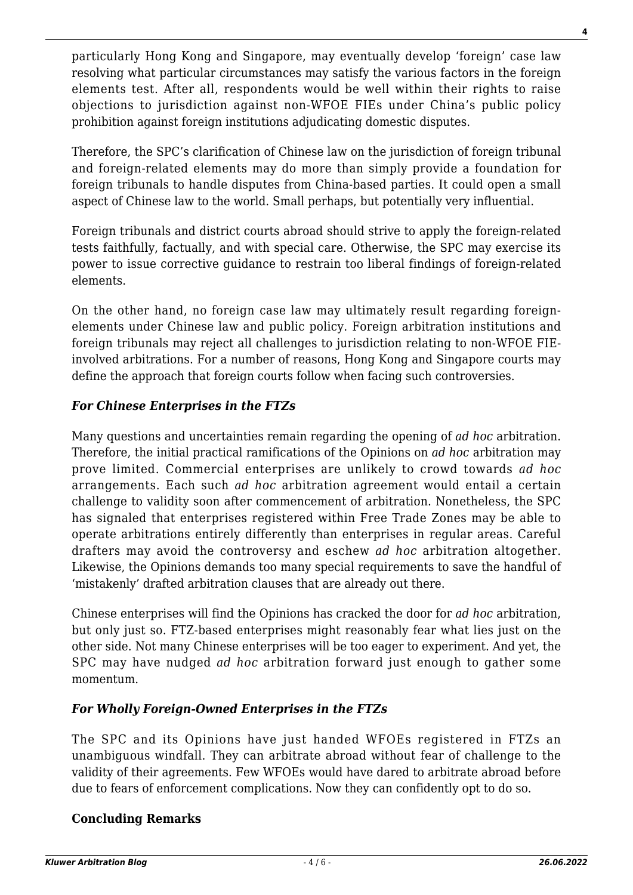particularly Hong Kong and Singapore, may eventually develop 'foreign' case law resolving what particular circumstances may satisfy the various factors in the foreign elements test. After all, respondents would be well within their rights to raise objections to jurisdiction against non-WFOE FIEs under China's public policy prohibition against foreign institutions adjudicating domestic disputes.

Therefore, the SPC's clarification of Chinese law on the jurisdiction of foreign tribunal and foreign-related elements may do more than simply provide a foundation for foreign tribunals to handle disputes from China-based parties. It could open a small aspect of Chinese law to the world. Small perhaps, but potentially very influential.

Foreign tribunals and district courts abroad should strive to apply the foreign-related tests faithfully, factually, and with special care. Otherwise, the SPC may exercise its power to issue corrective guidance to restrain too liberal findings of foreign-related elements.

On the other hand, no foreign case law may ultimately result regarding foreign-elements under Chinese law and public policy. Foreign arbitration institutions and foreign tribunals may reject all challenges to jurisdiction relating to non-WFOE FIE-involved arbitrations. For a number of reasons, Hong Kong and Singapore courts may define the approach that foreign courts follow when facing such controversies.

### *For Chinese Enterprises in the FTZs*

Many questions and uncertainties remain regarding the opening of *ad hoc* arbitration. Therefore, the initial practical ramifications of the Opinions on *ad hoc* arbitration may prove limited. Commercial enterprises are unlikely to crowd towards *ad hoc* arrangements. Each such *ad hoc* arbitration agreement would entail a certain challenge to validity soon after commencement of arbitration. Nonetheless, the SPC has signaled that enterprises registered within Free Trade Zones may be able to operate arbitrations entirely differently than enterprises in regular areas. Careful drafters may avoid the controversy and eschew *ad hoc* arbitration altogether. Likewise, the Opinions demands too many special requirements to save the handful of 'mistakenly' drafted arbitration clauses that are already out there.

Chinese enterprises will find the Opinions has cracked the door for *ad hoc* arbitration, but only just so. FTZ-based enterprises might reasonably fear what lies just on the other side. Not many Chinese enterprises will be too eager to experiment. And yet, the SPC may have nudged *ad hoc* arbitration forward just enough to gather some momentum.

### *For Wholly Foreign-Owned Enterprises in the FTZs*

The SPC and its Opinions have just handed WFOEs registered in FTZs an unambiguous windfall. They can arbitrate abroad without fear of challenge to the validity of their agreements. Few WFOEs would have dared to arbitrate abroad before due to fears of enforcement complications. Now they can confidently opt to do so.

## Concluding Remarks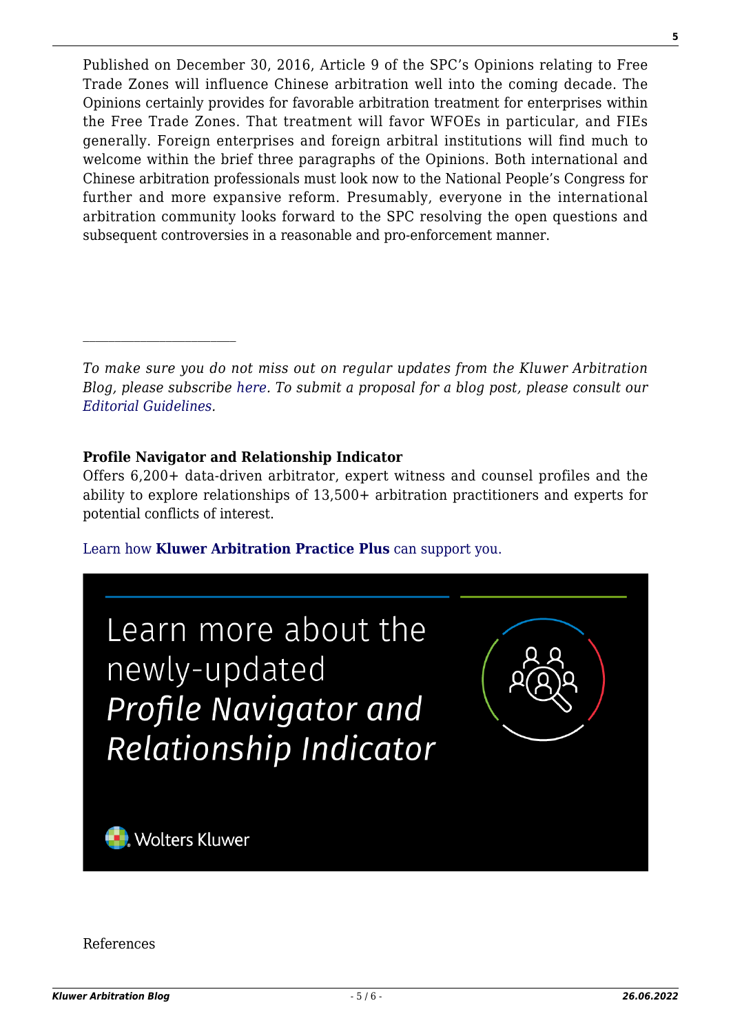Published on December 30, 2016, Article 9 of the SPC's Opinions relating to Free Trade Zones will influence Chinese arbitration well into the coming decade. The Opinions certainly provides for favorable arbitration treatment for enterprises within the Free Trade Zones. That treatment will favor WFOEs in particular, and FIEs generally. Foreign enterprises and foreign arbitral institutions will find much to welcome within the brief three paragraphs of the Opinions. Both international and Chinese arbitration professionals must look now to the National People's Congress for further and more expansive reform. Presumably, everyone in the international arbitration community looks forward to the SPC resolving the open questions and subsequent controversies in a reasonable and pro-enforcement manner.

---

*To make sure you do not miss out on regular updates from the Kluwer Arbitration Blog, please subscribe here. To submit a proposal for a blog post, please consult our Editorial Guidelines.*

**Profile Navigator and Relationship Indicator**
Offers 6,200+ data-driven arbitrator, expert witness and counsel profiles and the ability to explore relationships of 13,500+ arbitration practitioners and experts for potential conflicts of interest.

Learn how **Kluwer Arbitration Practice Plus** can support you.

Learn more about the newly-updated *Profile Navigator and Relationship Indicator*

Wolters Kluwer

References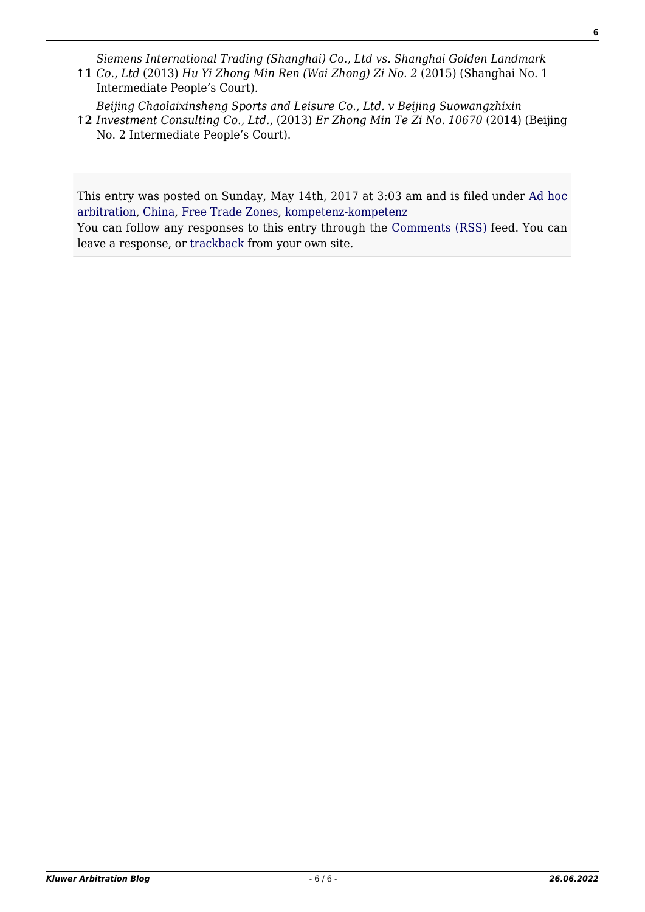↑**1** *Siemens International Trading (Shanghai) Co., Ltd vs. Shanghai Golden Landmark Co., Ltd* (2013) *Hu Yi Zhong Min Ren (Wai Zhong) Zi No. 2* (2015) (Shanghai No. 1 Intermediate People's Court).

↑**2** *Beijing Chaolaixinsheng Sports and Leisure Co., Ltd. v Beijing Suowangzhixin Investment Consulting Co., Ltd.*, (2013) *Er Zhong Min Te Zi No. 10670* (2014) (Beijing No. 2 Intermediate People's Court).

This entry was posted on Sunday, May 14th, 2017 at 3:03 am and is filed under Ad hoc arbitration, China, Free Trade Zones, kompetenz-kompetenz
You can follow any responses to this entry through the Comments (RSS) feed. You can leave a response, or trackback from your own site.